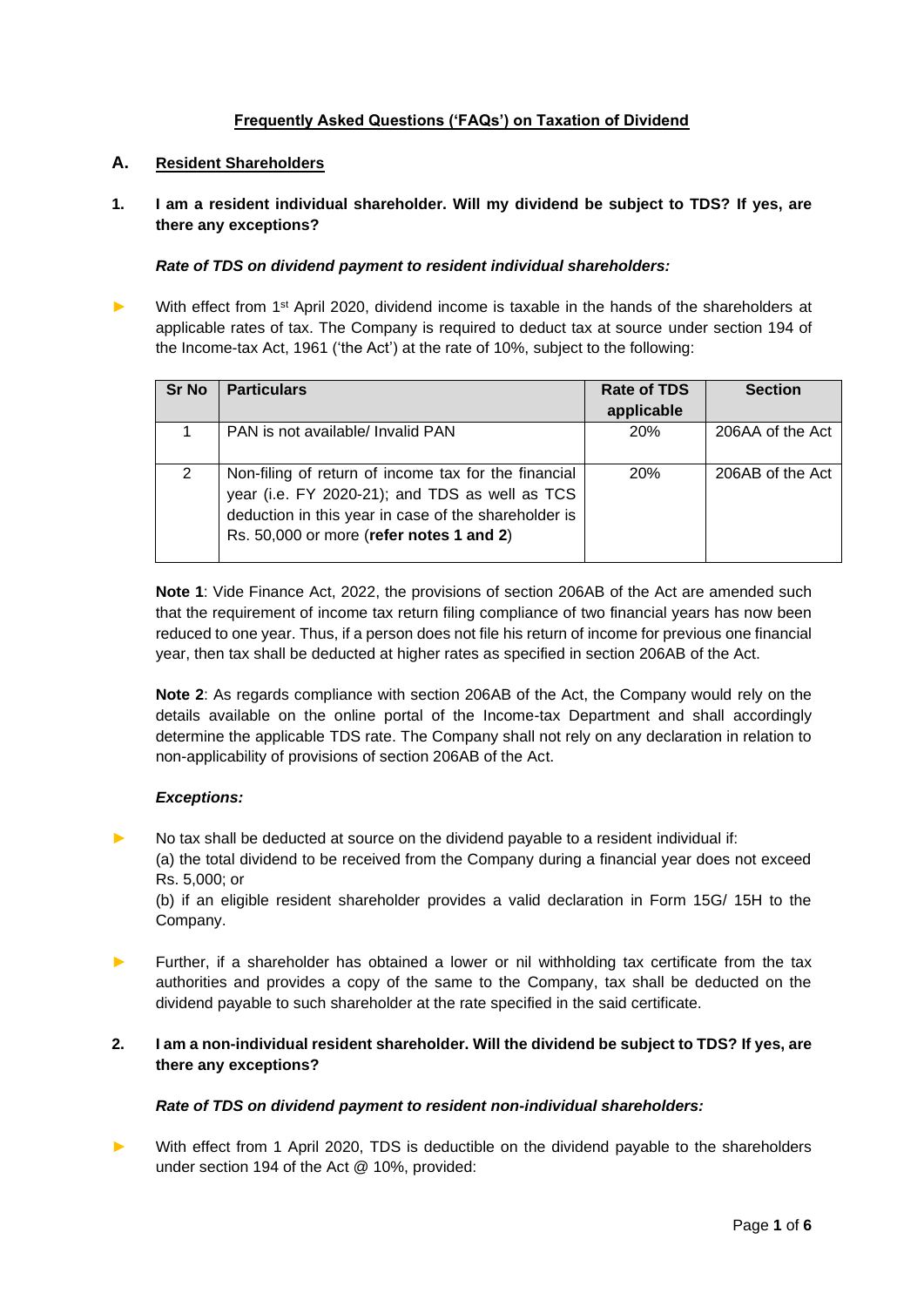# Frequently Asked Questions ('FAQs') on Taxation of Dividend

## A. Resident Shareholders

### 1. I am a resident individual shareholder. Will my dividend be subject to TDS? If yes, are there any exceptions?

***Rate of TDS on dividend payment to resident individual shareholders:***

- With effect from 1st April 2020, dividend income is taxable in the hands of the shareholders at applicable rates of tax. The Company is required to deduct tax at source under section 194 of the Income-tax Act, 1961 ('the Act') at the rate of 10%, subject to the following:

| Sr No | Particulars | Rate of TDS applicable | Section |
|---|---|---|---|
| 1 | PAN is not available/ Invalid PAN | 20% | 206AA of the Act |
| 2 | Non-filing of return of income tax for the financial year (i.e. FY 2020-21); and TDS as well as TCS deduction in this year in case of the shareholder is Rs. 50,000 or more (**refer notes 1 and 2**) | 20% | 206AB of the Act |

**Note 1**: Vide Finance Act, 2022, the provisions of section 206AB of the Act are amended such that the requirement of income tax return filing compliance of two financial years has now been reduced to one year. Thus, if a person does not file his return of income for previous one financial year, then tax shall be deducted at higher rates as specified in section 206AB of the Act.

**Note 2**: As regards compliance with section 206AB of the Act, the Company would rely on the details available on the online portal of the Income-tax Department and shall accordingly determine the applicable TDS rate. The Company shall not rely on any declaration in relation to non-applicability of provisions of section 206AB of the Act.

***Exceptions:***

- No tax shall be deducted at source on the dividend payable to a resident individual if:
  (a) the total dividend to be received from the Company during a financial year does not exceed Rs. 5,000; or
  (b) if an eligible resident shareholder provides a valid declaration in Form 15G/ 15H to the Company.

- Further, if a shareholder has obtained a lower or nil withholding tax certificate from the tax authorities and provides a copy of the same to the Company, tax shall be deducted on the dividend payable to such shareholder at the rate specified in the said certificate.

### 2. I am a non-individual resident shareholder. Will the dividend be subject to TDS? If yes, are there any exceptions?

***Rate of TDS on dividend payment to resident non-individual shareholders:***

- With effect from 1 April 2020, TDS is deductible on the dividend payable to the shareholders under section 194 of the Act @ 10%, provided: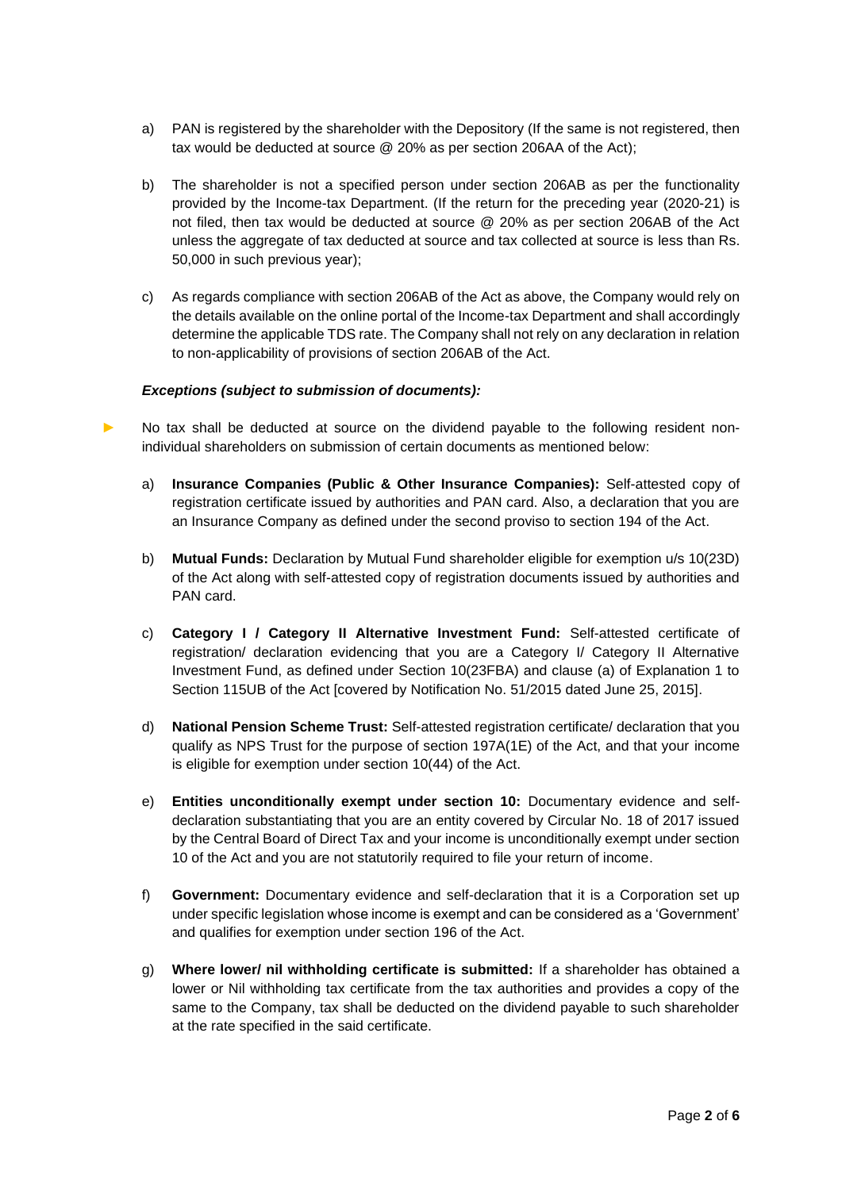a) PAN is registered by the shareholder with the Depository (If the same is not registered, then tax would be deducted at source @ 20% as per section 206AA of the Act);

b) The shareholder is not a specified person under section 206AB as per the functionality provided by the Income-tax Department. (If the return for the preceding year (2020-21) is not filed, then tax would be deducted at source @ 20% as per section 206AB of the Act unless the aggregate of tax deducted at source and tax collected at source is less than Rs. 50,000 in such previous year);

c) As regards compliance with section 206AB of the Act as above, the Company would rely on the details available on the online portal of the Income-tax Department and shall accordingly determine the applicable TDS rate. The Company shall not rely on any declaration in relation to non-applicability of provisions of section 206AB of the Act.

***Exceptions (subject to submission of documents):***

- No tax shall be deducted at source on the dividend payable to the following resident non-individual shareholders on submission of certain documents as mentioned below:

  a) **Insurance Companies (Public & Other Insurance Companies):** Self-attested copy of registration certificate issued by authorities and PAN card. Also, a declaration that you are an Insurance Company as defined under the second proviso to section 194 of the Act.

  b) **Mutual Funds:** Declaration by Mutual Fund shareholder eligible for exemption u/s 10(23D) of the Act along with self-attested copy of registration documents issued by authorities and PAN card.

  c) **Category I / Category II Alternative Investment Fund:** Self-attested certificate of registration/ declaration evidencing that you are a Category I/ Category II Alternative Investment Fund, as defined under Section 10(23FBA) and clause (a) of Explanation 1 to Section 115UB of the Act [covered by Notification No. 51/2015 dated June 25, 2015].

  d) **National Pension Scheme Trust:** Self-attested registration certificate/ declaration that you qualify as NPS Trust for the purpose of section 197A(1E) of the Act, and that your income is eligible for exemption under section 10(44) of the Act.

  e) **Entities unconditionally exempt under section 10:** Documentary evidence and self-declaration substantiating that you are an entity covered by Circular No. 18 of 2017 issued by the Central Board of Direct Tax and your income is unconditionally exempt under section 10 of the Act and you are not statutorily required to file your return of income.

  f) **Government:** Documentary evidence and self-declaration that it is a Corporation set up under specific legislation whose income is exempt and can be considered as a 'Government' and qualifies for exemption under section 196 of the Act.

  g) **Where lower/ nil withholding certificate is submitted:** If a shareholder has obtained a lower or Nil withholding tax certificate from the tax authorities and provides a copy of the same to the Company, tax shall be deducted on the dividend payable to such shareholder at the rate specified in the said certificate.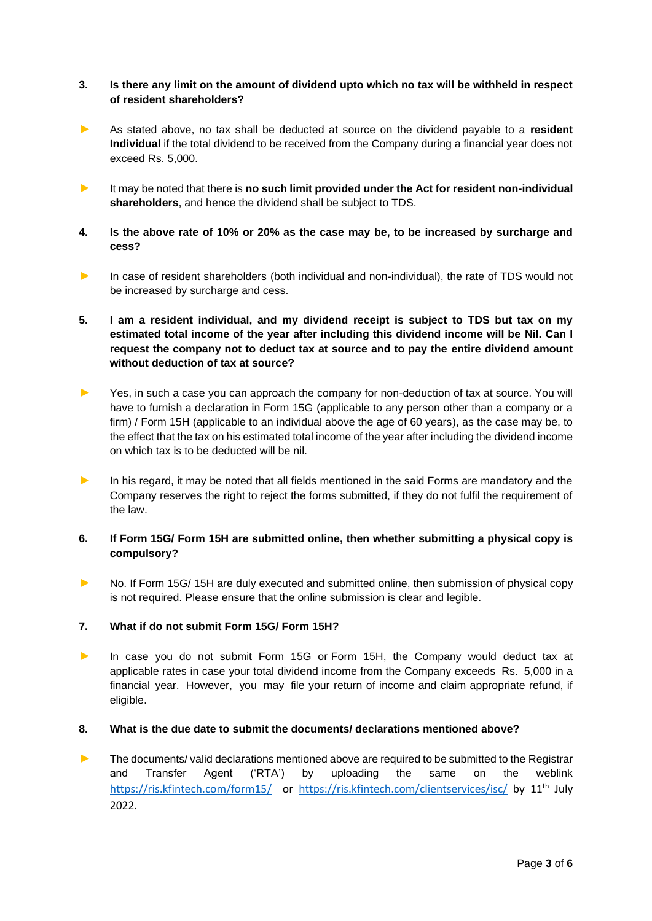**3. Is there any limit on the amount of dividend upto which no tax will be withheld in respect of resident shareholders?**

- As stated above, no tax shall be deducted at source on the dividend payable to a **resident Individual** if the total dividend to be received from the Company during a financial year does not exceed Rs. 5,000.

- It may be noted that there is **no such limit provided under the Act for resident non-individual shareholders**, and hence the dividend shall be subject to TDS.

**4. Is the above rate of 10% or 20% as the case may be, to be increased by surcharge and cess?**

- In case of resident shareholders (both individual and non-individual), the rate of TDS would not be increased by surcharge and cess.

**5. I am a resident individual, and my dividend receipt is subject to TDS but tax on my estimated total income of the year after including this dividend income will be Nil. Can I request the company not to deduct tax at source and to pay the entire dividend amount without deduction of tax at source?**

- Yes, in such a case you can approach the company for non-deduction of tax at source. You will have to furnish a declaration in Form 15G (applicable to any person other than a company or a firm) / Form 15H (applicable to an individual above the age of 60 years), as the case may be, to the effect that the tax on his estimated total income of the year after including the dividend income on which tax is to be deducted will be nil.

- In his regard, it may be noted that all fields mentioned in the said Forms are mandatory and the Company reserves the right to reject the forms submitted, if they do not fulfil the requirement of the law.

**6. If Form 15G/ Form 15H are submitted online, then whether submitting a physical copy is compulsory?**

- No. If Form 15G/ 15H are duly executed and submitted online, then submission of physical copy is not required. Please ensure that the online submission is clear and legible.

**7. What if do not submit Form 15G/ Form 15H?**

- In case you do not submit Form 15G or Form 15H, the Company would deduct tax at applicable rates in case your total dividend income from the Company exceeds Rs. 5,000 in a financial year. However, you may file your return of income and claim appropriate refund, if eligible.

**8. What is the due date to submit the documents/ declarations mentioned above?**

- The documents/ valid declarations mentioned above are required to be submitted to the Registrar and Transfer Agent ('RTA') by uploading the same on the weblink https://ris.kfintech.com/form15/ or https://ris.kfintech.com/clientservices/isc/ by 11th July 2022.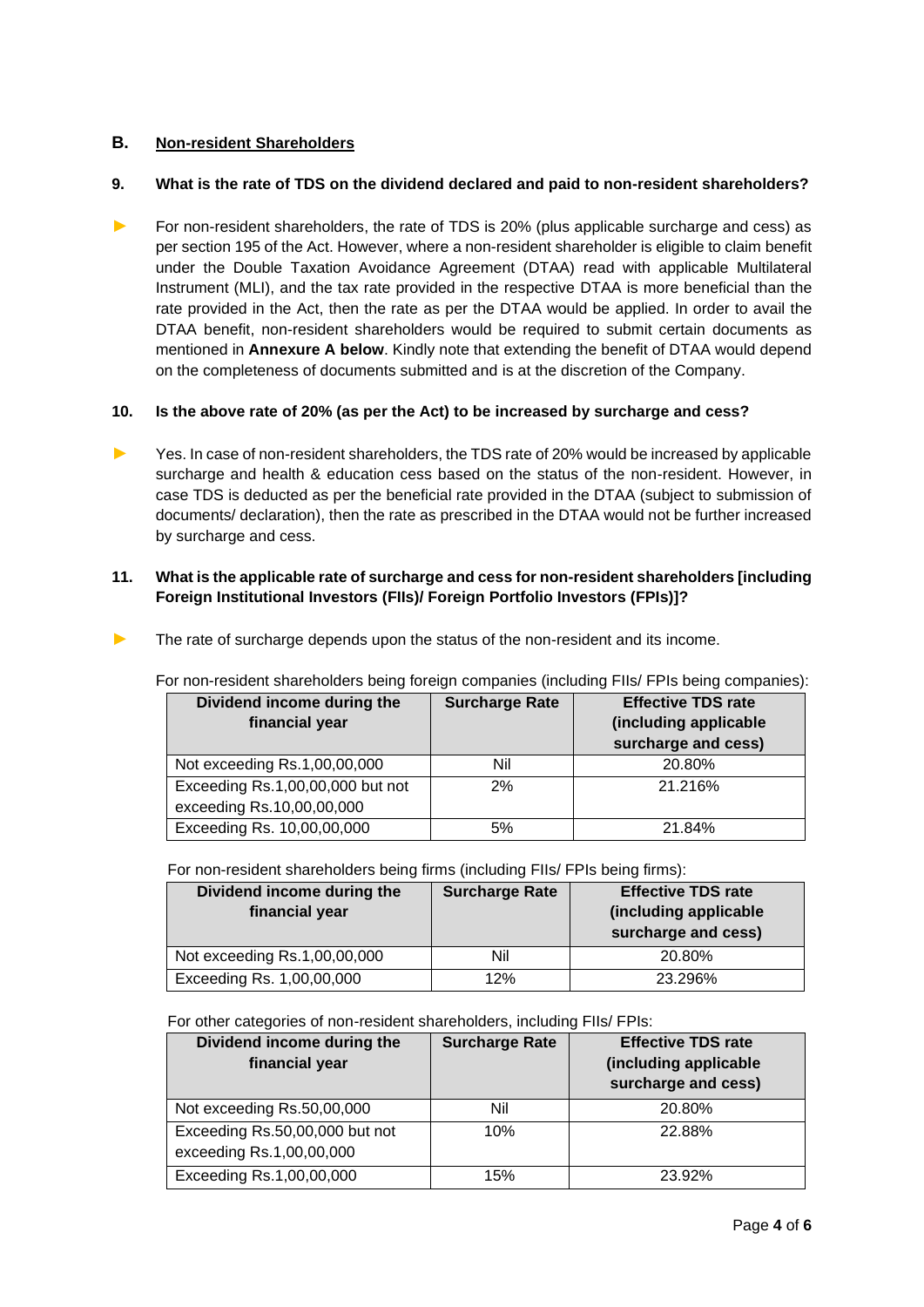## B. Non-resident Shareholders

### 9. What is the rate of TDS on the dividend declared and paid to non-resident shareholders?

- For non-resident shareholders, the rate of TDS is 20% (plus applicable surcharge and cess) as per section 195 of the Act. However, where a non-resident shareholder is eligible to claim benefit under the Double Taxation Avoidance Agreement (DTAA) read with applicable Multilateral Instrument (MLI), and the tax rate provided in the respective DTAA is more beneficial than the rate provided in the Act, then the rate as per the DTAA would be applied. In order to avail the DTAA benefit, non-resident shareholders would be required to submit certain documents as mentioned in **Annexure A below**. Kindly note that extending the benefit of DTAA would depend on the completeness of documents submitted and is at the discretion of the Company.

### 10. Is the above rate of 20% (as per the Act) to be increased by surcharge and cess?

- Yes. In case of non-resident shareholders, the TDS rate of 20% would be increased by applicable surcharge and health & education cess based on the status of the non-resident. However, in case TDS is deducted as per the beneficial rate provided in the DTAA (subject to submission of documents/ declaration), then the rate as prescribed in the DTAA would not be further increased by surcharge and cess.

### 11. What is the applicable rate of surcharge and cess for non-resident shareholders [including Foreign Institutional Investors (FIIs)/ Foreign Portfolio Investors (FPIs)]?

- The rate of surcharge depends upon the status of the non-resident and its income.

For non-resident shareholders being foreign companies (including FIIs/ FPIs being companies):

| Dividend income during the financial year | Surcharge Rate | Effective TDS rate (including applicable surcharge and cess) |
|---|---|---|
| Not exceeding Rs.1,00,00,000 | Nil | 20.80% |
| Exceeding Rs.1,00,00,000 but not exceeding Rs.10,00,00,000 | 2% | 21.216% |
| Exceeding Rs. 10,00,00,000 | 5% | 21.84% |

For non-resident shareholders being firms (including FIIs/ FPIs being firms):

| Dividend income during the financial year | Surcharge Rate | Effective TDS rate (including applicable surcharge and cess) |
|---|---|---|
| Not exceeding Rs.1,00,00,000 | Nil | 20.80% |
| Exceeding Rs. 1,00,00,000 | 12% | 23.296% |

For other categories of non-resident shareholders, including FIIs/ FPIs:

| Dividend income during the financial year | Surcharge Rate | Effective TDS rate (including applicable surcharge and cess) |
|---|---|---|
| Not exceeding Rs.50,00,000 | Nil | 20.80% |
| Exceeding Rs.50,00,000 but not exceeding Rs.1,00,00,000 | 10% | 22.88% |
| Exceeding Rs.1,00,00,000 | 15% | 23.92% |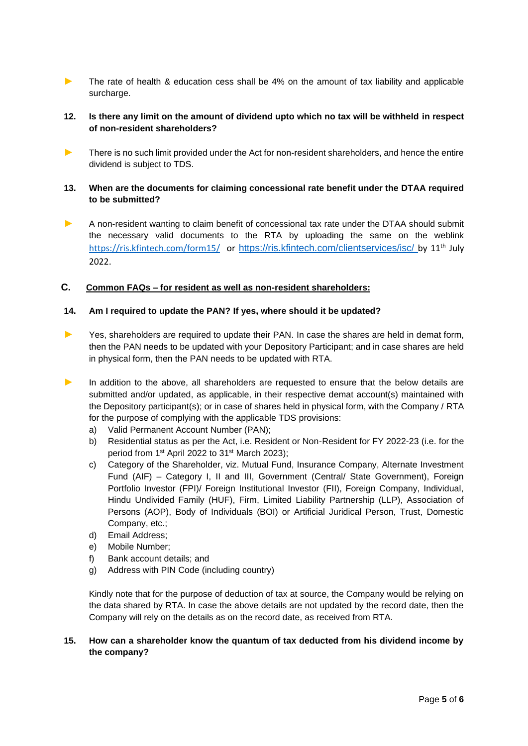- The rate of health & education cess shall be 4% on the amount of tax liability and applicable surcharge.

**12. Is there any limit on the amount of dividend upto which no tax will be withheld in respect of non-resident shareholders?**

- There is no such limit provided under the Act for non-resident shareholders, and hence the entire dividend is subject to TDS.

**13. When are the documents for claiming concessional rate benefit under the DTAA required to be submitted?**

- A non-resident wanting to claim benefit of concessional tax rate under the DTAA should submit the necessary valid documents to the RTA by uploading the same on the weblink https://ris.kfintech.com/form15/ or https://ris.kfintech.com/clientservices/isc/ by 11th July 2022.

## C. Common FAQs – for resident as well as non-resident shareholders:

**14. Am I required to update the PAN? If yes, where should it be updated?**

- Yes, shareholders are required to update their PAN. In case the shares are held in demat form, then the PAN needs to be updated with your Depository Participant; and in case shares are held in physical form, then the PAN needs to be updated with RTA.

- In addition to the above, all shareholders are requested to ensure that the below details are submitted and/or updated, as applicable, in their respective demat account(s) maintained with the Depository participant(s); or in case of shares held in physical form, with the Company / RTA for the purpose of complying with the applicable TDS provisions:
  a) Valid Permanent Account Number (PAN);
  b) Residential status as per the Act, i.e. Resident or Non-Resident for FY 2022-23 (i.e. for the period from 1st April 2022 to 31st March 2023);
  c) Category of the Shareholder, viz. Mutual Fund, Insurance Company, Alternate Investment Fund (AIF) – Category I, II and III, Government (Central/ State Government), Foreign Portfolio Investor (FPI)/ Foreign Institutional Investor (FII), Foreign Company, Individual, Hindu Undivided Family (HUF), Firm, Limited Liability Partnership (LLP), Association of Persons (AOP), Body of Individuals (BOI) or Artificial Juridical Person, Trust, Domestic Company, etc.;
  d) Email Address;
  e) Mobile Number;
  f) Bank account details; and
  g) Address with PIN Code (including country)

  Kindly note that for the purpose of deduction of tax at source, the Company would be relying on the data shared by RTA. In case the above details are not updated by the record date, then the Company will rely on the details as on the record date, as received from RTA.

**15. How can a shareholder know the quantum of tax deducted from his dividend income by the company?**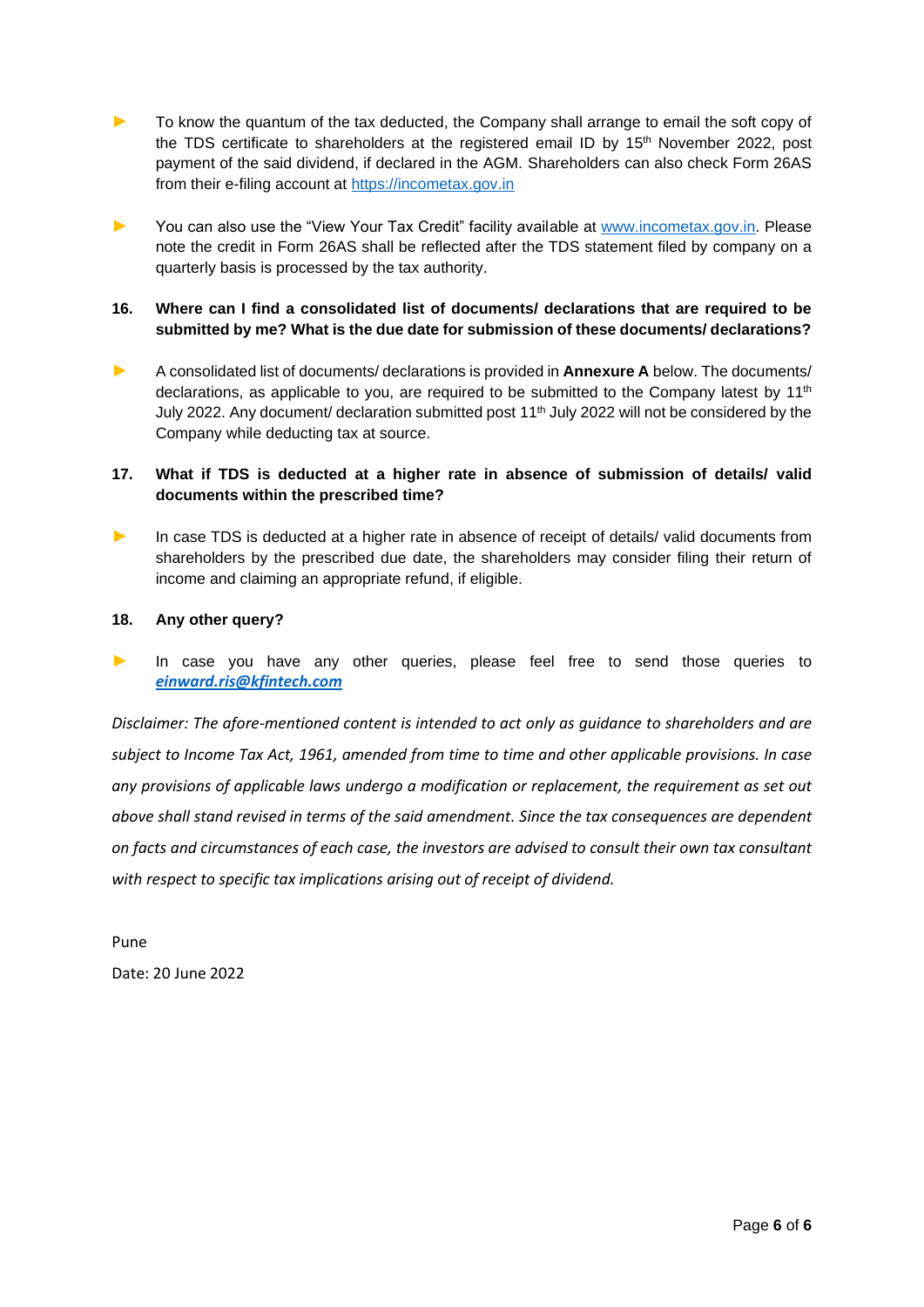- To know the quantum of the tax deducted, the Company shall arrange to email the soft copy of the TDS certificate to shareholders at the registered email ID by 15th November 2022, post payment of the said dividend, if declared in the AGM. Shareholders can also check Form 26AS from their e-filing account at https://incometax.gov.in

- You can also use the "View Your Tax Credit" facility available at www.incometax.gov.in. Please note the credit in Form 26AS shall be reflected after the TDS statement filed by company on a quarterly basis is processed by the tax authority.

**16. Where can I find a consolidated list of documents/ declarations that are required to be submitted by me? What is the due date for submission of these documents/ declarations?**

- A consolidated list of documents/ declarations is provided in **Annexure A** below. The documents/ declarations, as applicable to you, are required to be submitted to the Company latest by 11th July 2022. Any document/ declaration submitted post 11th July 2022 will not be considered by the Company while deducting tax at source.

**17. What if TDS is deducted at a higher rate in absence of submission of details/ valid documents within the prescribed time?**

- In case TDS is deducted at a higher rate in absence of receipt of details/ valid documents from shareholders by the prescribed due date, the shareholders may consider filing their return of income and claiming an appropriate refund, if eligible.

**18. Any other query?**

- In case you have any other queries, please feel free to send those queries to ***einward.ris@kfintech.com***

*Disclaimer: The afore-mentioned content is intended to act only as guidance to shareholders and are subject to Income Tax Act, 1961, amended from time to time and other applicable provisions. In case any provisions of applicable laws undergo a modification or replacement, the requirement as set out above shall stand revised in terms of the said amendment. Since the tax consequences are dependent on facts and circumstances of each case, the investors are advised to consult their own tax consultant with respect to specific tax implications arising out of receipt of dividend.*

Pune

Date: 20 June 2022